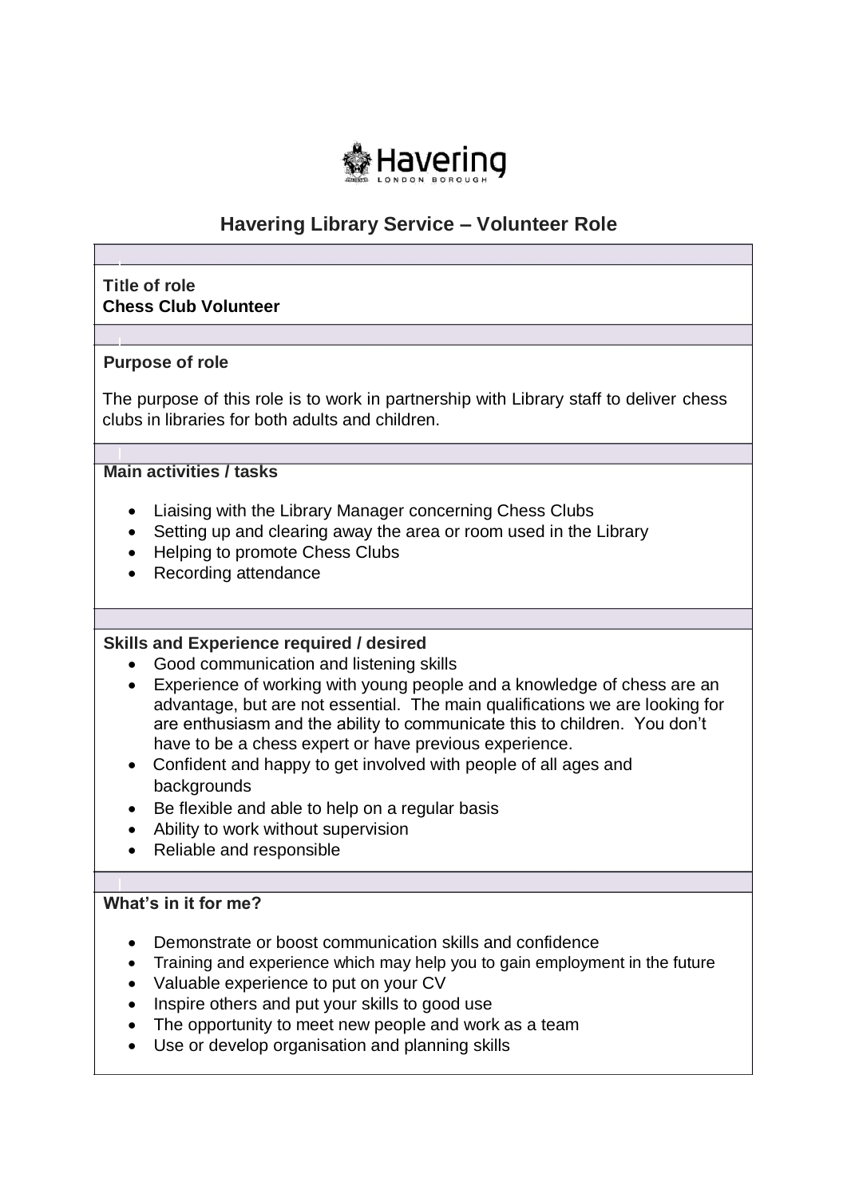Havering
LONDON BOROUGH

# Havering Library Service – Volunteer Role

**Title of role**
**Chess Club Volunteer**

**Purpose of role**

The purpose of this role is to work in partnership with Library staff to deliver chess clubs in libraries for both adults and children.

**Main activities / tasks**

- Liaising with the Library Manager concerning Chess Clubs
- Setting up and clearing away the area or room used in the Library
- Helping to promote Chess Clubs
- Recording attendance

**Skills and Experience required / desired**

- Good communication and listening skills
- Experience of working with young people and a knowledge of chess are an advantage, but are not essential. The main qualifications we are looking for are enthusiasm and the ability to communicate this to children. You don't have to be a chess expert or have previous experience.
- Confident and happy to get involved with people of all ages and backgrounds
- Be flexible and able to help on a regular basis
- Ability to work without supervision
- Reliable and responsible

**What's in it for me?**

- Demonstrate or boost communication skills and confidence
- Training and experience which may help you to gain employment in the future
- Valuable experience to put on your CV
- Inspire others and put your skills to good use
- The opportunity to meet new people and work as a team
- Use or develop organisation and planning skills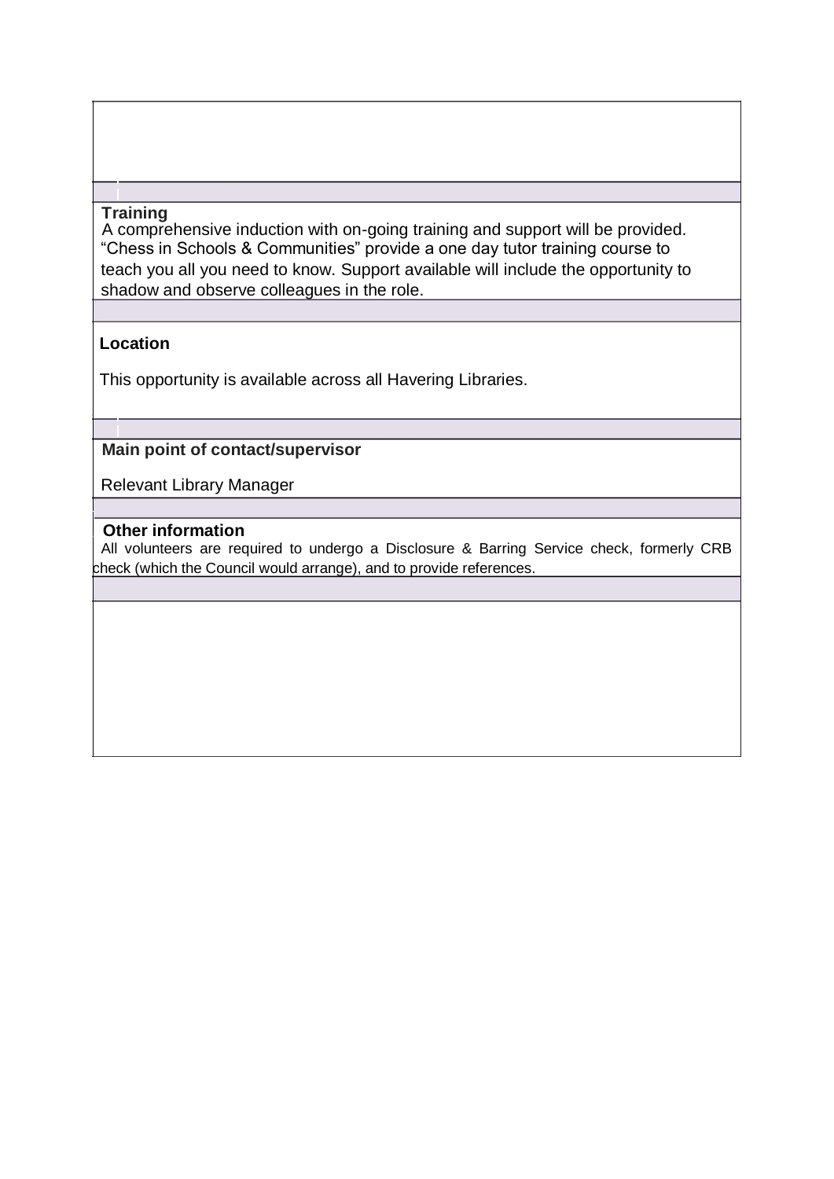**Training**

A comprehensive induction with on-going training and support will be provided. "Chess in Schools & Communities" provide a one day tutor training course to teach you all you need to know. Support available will include the opportunity to shadow and observe colleagues in the role.

**Location**

This opportunity is available across all Havering Libraries.

**Main point of contact/supervisor**

Relevant Library Manager

**Other information**

All volunteers are required to undergo a Disclosure & Barring Service check, formerly CRB check (which the Council would arrange), and to provide references.